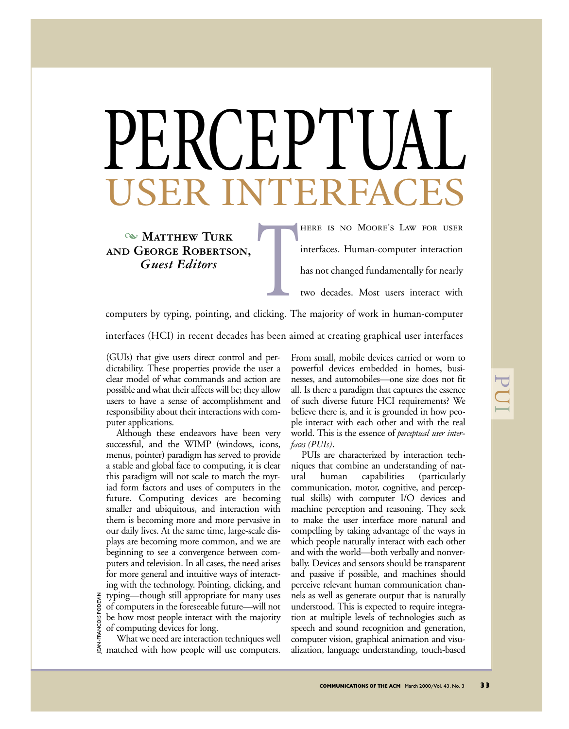# PERCEPTUAL USER INTERFACES

**Matthew Turk and George Robertson,** *Guest Editors*

There is no Moore's Law for user interfaces. Human-computer interaction has not changed fundamentally for nearly two decades. Most users interact with computers by typing, pointing, and clicking. The majority of work in human-computer interfaces (HCI) in recent decades has been aimed at creating graphical user interfaces (GUIs) that give users direct control and perdictability. These properties provide the user a clear model of what commands and action are possible and what their affects will be; they allow users to have a sense of accomplishment and responsibility about their interactions with computer applications.

Although these endeavors have been very successful, and the WIMP (windows, icons, menus, pointer) paradigm has served to provide a stable and global face to computing, it is clear this paradigm will not scale to match the myriad form factors and uses of computers in the future. Computing devices are becoming smaller and ubiquitous, and interaction with them is becoming more and more pervasive in our daily lives. At the same time, large-scale displays are becoming more common, and we are beginning to see a convergence between computers and television. In all cases, the need arises for more general and intuitive ways of interacting with the technology. Pointing, clicking, and typing—though still appropriate for many uses of computers in the foreseeable future—will not be how most people interact with the majority of computing devices for long.

What we need are interaction techniques well matched with how people will use computers. From small, mobile devices carried or worn to powerful devices embedded in homes, businesses, and automobiles—one size does not fit all. Is there a paradigm that captures the essence of such diverse future HCI requirements? We believe there is, and it is grounded in how people interact with each other and with the real world. This is the essence of *perceptual user interfaces (PUIs)*.

PUIs are characterized by interaction techniques that combine an understanding of natural human capabilities (particularly communication, motor, cognitive, and perceptual skills) with computer I/O devices and machine perception and reasoning. They seek to make the user interface more natural and compelling by taking advantage of the ways in which people naturally interact with each other and with the world—both verbally and nonverbally. Devices and sensors should be transparent and passive if possible, and machines should perceive relevant human communication channels as well as generate output that is naturally understood. This is expected to require integration at multiple levels of technologies such as speech and sound recognition and generation, computer vision, graphical animation and visualization, language understanding, touch-based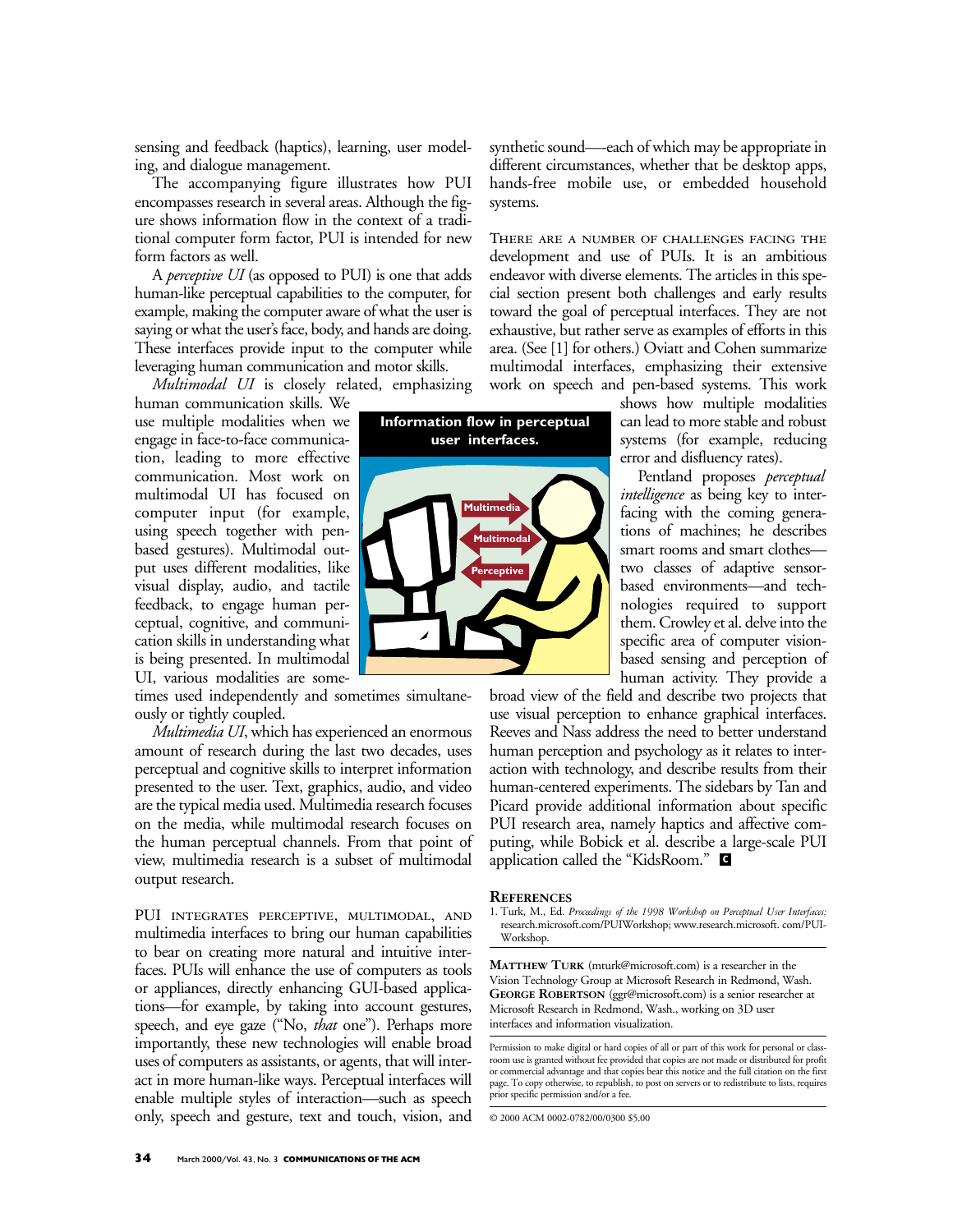sensing and feedback (haptics), learning, user modeling, and dialogue management.

The accompanying figure illustrates how PUI encompasses research in several areas. Although the figure shows information flow in the context of a traditional computer form factor, PUI is intended for new form factors as well.

A *perceptive UI* (as opposed to PUI) is one that adds human-like perceptual capabilities to the computer, for example, making the computer aware of what the user is saying or what the user's face, body, and hands are doing. These interfaces provide input to the computer while leveraging human communication and motor skills.

*Multimodal UI* is closely related, emphasizing human communication skills. We use multiple modalities when we engage in face-to-face communication, leading to more effective communication. Most work on multimodal UI has focused on computer input (for example, using speech together with pen-based gestures). Multimodal output uses different modalities, like visual display, audio, and tactile feedback, to engage human perceptual, cognitive, and communication skills in understanding what is being presented. In multimodal UI, various modalities are sometimes used independently and sometimes simultaneously or tightly coupled.

**Information flow in perceptual user interfaces.**

Multimedia

Multimodal

Perceptive

*Multimedia UI*, which has experienced an enormous amount of research during the last two decades, uses perceptual and cognitive skills to interpret information presented to the user. Text, graphics, audio, and video are the typical media used. Multimedia research focuses on the media, while multimodal research focuses on the human perceptual channels. From that point of view, multimedia research is a subset of multimodal output research.

PUI INTEGRATES PERCEPTIVE, MULTIMODAL, AND multimedia interfaces to bring our human capabilities to bear on creating more natural and intuitive interfaces. PUIs will enhance the use of computers as tools or appliances, directly enhancing GUI-based applications—for example, by taking into account gestures, speech, and eye gaze ("No, *that* one"). Perhaps more importantly, these new technologies will enable broad uses of computers as assistants, or agents, that will interact in more human-like ways. Perceptual interfaces will enable multiple styles of interaction—such as speech only, speech and gesture, text and touch, vision, and synthetic sound—each of which may be appropriate in different circumstances, whether that be desktop apps, hands-free mobile use, or embedded household systems.

THERE ARE A NUMBER OF CHALLENGES FACING THE development and use of PUIs. It is an ambitious endeavor with diverse elements. The articles in this special section present both challenges and early results toward the goal of perceptual interfaces. They are not exhaustive, but rather serve as examples of efforts in this area. (See [1] for others.) Oviatt and Cohen summarize multimodal interfaces, emphasizing their extensive work on speech and pen-based systems. This work shows how multiple modalities can lead to more stable and robust systems (for example, reducing error and disfluency rates).

Pentland proposes *perceptual intelligence* as being key to interfacing with the coming generations of machines; he describes smart rooms and smart clothes—two classes of adaptive sensor-based environments—and technologies required to support them. Crowley et al. delve into the specific area of computer vision-based sensing and perception of human activity. They provide a broad view of the field and describe two projects that use visual perception to enhance graphical interfaces. Reeves and Nass address the need to better understand human perception and psychology as it relates to interaction with technology, and describe results from their human-centered experiments. The sidebars by Tan and Picard provide additional information about specific PUI research area, namely haptics and affective computing, while Bobick et al. describe a large-scale PUI application called the "KidsRoom."

## References

1. Turk, M., Ed. *Proceedings of the 1998 Workshop on Perceptual User Interfaces;* research.microsoft.com/PUIWorkshop; www.research.microsoft. com/PUI-Workshop.

**Matthew Turk** (mturk@microsoft.com) is a researcher in the Vision Technology Group at Microsoft Research in Redmond, Wash.
**George Robertson** (ggr@microsoft.com) is a senior researcher at Microsoft Research in Redmond, Wash., working on 3D user interfaces and information visualization.

Permission to make digital or hard copies of all or part of this work for personal or classroom use is granted without fee provided that copies are not made or distributed for profit or commercial advantage and that copies bear this notice and the full citation on the first page. To copy otherwise, to republish, to post on servers or to redistribute to lists, requires prior specific permission and/or a fee.

© 2000 ACM 0002-0782/00/0300 $5.00